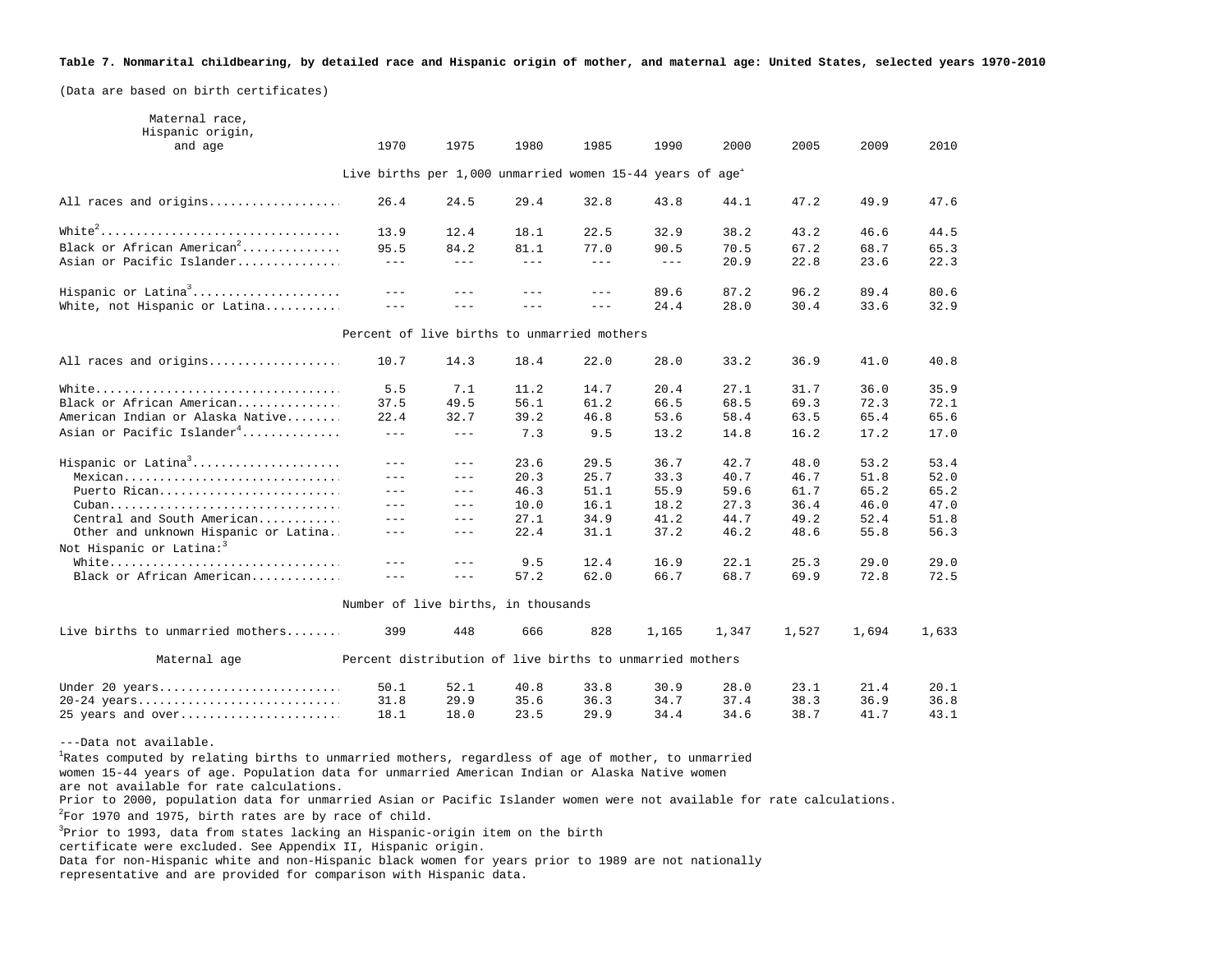**Table 7. Nonmarital childbearing, by detailed race and Hispanic origin of mother, and maternal age: United States, selected years 1970-2010**

(Data are based on birth certificates)

| Maternal race, Hispanic origin, and age | 1970 | 1975 | 1980 | 1985 | 1990 | 2000 | 2005 | 2009 | 2010 |
|---|---|---|---|---|---|---|---|---|---|
| | Live births per 1,000 unmarried women 15-44 years of age[1] | | | | | | | | |
| All races and origins | 26.4 | 24.5 | 29.4 | 32.8 | 43.8 | 44.1 | 47.2 | 49.9 | 47.6 |
| White[2] | 13.9 | 12.4 | 18.1 | 22.5 | 32.9 | 38.2 | 43.2 | 46.6 | 44.5 |
| Black or African American[2] | 95.5 | 84.2 | 81.1 | 77.0 | 90.5 | 70.5 | 67.2 | 68.7 | 65.3 |
| Asian or Pacific Islander | --- | --- | --- | --- | --- | 20.9 | 22.8 | 23.6 | 22.3 |
| Hispanic or Latina[3] | --- | --- | --- | --- | 89.6 | 87.2 | 96.2 | 89.4 | 80.6 |
| White, not Hispanic or Latina | --- | --- | --- | --- | 24.4 | 28.0 | 30.4 | 33.6 | 32.9 |
| | Percent of live births to unmarried mothers | | | | | | | | |
| All races and origins | 10.7 | 14.3 | 18.4 | 22.0 | 28.0 | 33.2 | 36.9 | 41.0 | 40.8 |
| White | 5.5 | 7.1 | 11.2 | 14.7 | 20.4 | 27.1 | 31.7 | 36.0 | 35.9 |
| Black or African American | 37.5 | 49.5 | 56.1 | 61.2 | 66.5 | 68.5 | 69.3 | 72.3 | 72.1 |
| American Indian or Alaska Native | 22.4 | 32.7 | 39.2 | 46.8 | 53.6 | 58.4 | 63.5 | 65.4 | 65.6 |
| Asian or Pacific Islander[4] | --- | --- | 7.3 | 9.5 | 13.2 | 14.8 | 16.2 | 17.2 | 17.0 |
| Hispanic or Latina[3] | --- | --- | 23.6 | 29.5 | 36.7 | 42.7 | 48.0 | 53.2 | 53.4 |
| Mexican | --- | --- | 20.3 | 25.7 | 33.3 | 40.7 | 46.7 | 51.8 | 52.0 |
| Puerto Rican | --- | --- | 46.3 | 51.1 | 55.9 | 59.6 | 61.7 | 65.2 | 65.2 |
| Cuban | --- | --- | 10.0 | 16.1 | 18.2 | 27.3 | 36.4 | 46.0 | 47.0 |
| Central and South American | --- | --- | 27.1 | 34.9 | 41.2 | 44.7 | 49.2 | 52.4 | 51.8 |
| Other and unknown Hispanic or Latina | --- | --- | 22.4 | 31.1 | 37.2 | 46.2 | 48.6 | 55.8 | 56.3 |
| Not Hispanic or Latina:[3] | | | | | | | | | |
| White | --- | --- | 9.5 | 12.4 | 16.9 | 22.1 | 25.3 | 29.0 | 29.0 |
| Black or African American | --- | --- | 57.2 | 62.0 | 66.7 | 68.7 | 69.9 | 72.8 | 72.5 |
| | Number of live births, in thousands | | | | | | | | |
| Live births to unmarried mothers | 399 | 448 | 666 | 828 | 1,165 | 1,347 | 1,527 | 1,694 | 1,633 |
| Maternal age | Percent distribution of live births to unmarried mothers | | | | | | | | |
| Under 20 years | 50.1 | 52.1 | 40.8 | 33.8 | 30.9 | 28.0 | 23.1 | 21.4 | 20.1 |
| 20-24 years | 31.8 | 29.9 | 35.6 | 36.3 | 34.7 | 37.4 | 38.3 | 36.9 | 36.8 |
| 25 years and over | 18.1 | 18.0 | 23.5 | 29.9 | 34.4 | 34.6 | 38.7 | 41.7 | 43.1 |

---Data not available.

[1]Rates computed by relating births to unmarried mothers, regardless of age of mother, to unmarried women 15-44 years of age. Population data for unmarried American Indian or Alaska Native women are not available for rate calculations.
Prior to 2000, population data for unmarried Asian or Pacific Islander women were not available for rate calculations.

[2]For 1970 and 1975, birth rates are by race of child.

[3]Prior to 1993, data from states lacking an Hispanic-origin item on the birth certificate were excluded. See Appendix II, Hispanic origin.
Data for non-Hispanic white and non-Hispanic black women for years prior to 1989 are not nationally representative and are provided for comparison with Hispanic data.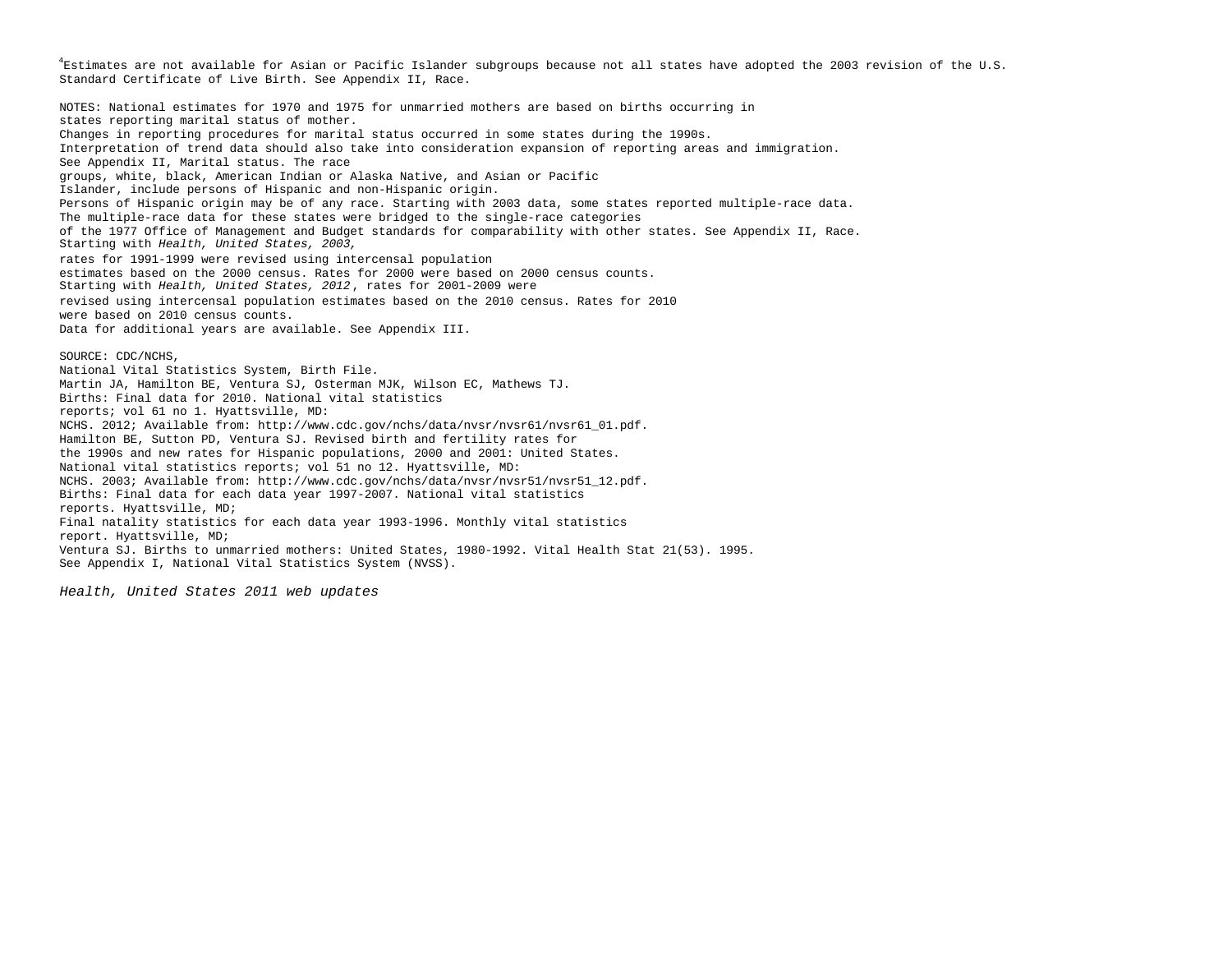[4]Estimates are not available for Asian or Pacific Islander subgroups because not all states have adopted the 2003 revision of the U.S. Standard Certificate of Live Birth. See Appendix II, Race.

NOTES: National estimates for 1970 and 1975 for unmarried mothers are based on births occurring in states reporting marital status of mother.
Changes in reporting procedures for marital status occurred in some states during the 1990s.
Interpretation of trend data should also take into consideration expansion of reporting areas and immigration.
See Appendix II, Marital status. The race groups, white, black, American Indian or Alaska Native, and Asian or Pacific Islander, include persons of Hispanic and non-Hispanic origin.
Persons of Hispanic origin may be of any race. Starting with 2003 data, some states reported multiple-race data.
The multiple-race data for these states were bridged to the single-race categories of the 1977 Office of Management and Budget standards for comparability with other states. See Appendix II, Race.
Starting with *Health, United States, 2003,* rates for 1991-1999 were revised using intercensal population estimates based on the 2000 census. Rates for 2000 were based on 2000 census counts.
Starting with *Health, United States, 2012*, rates for 2001-2009 were revised using intercensal population estimates based on the 2010 census. Rates for 2010 were based on 2010 census counts.
Data for additional years are available. See Appendix III.

SOURCE: CDC/NCHS,
National Vital Statistics System, Birth File.
Martin JA, Hamilton BE, Ventura SJ, Osterman MJK, Wilson EC, Mathews TJ.
Births: Final data for 2010. National vital statistics reports; vol 61 no 1. Hyattsville, MD:
NCHS. 2012; Available from: http://www.cdc.gov/nchs/data/nvsr/nvsr61/nvsr61_01.pdf.
Hamilton BE, Sutton PD, Ventura SJ. Revised birth and fertility rates for the 1990s and new rates for Hispanic populations, 2000 and 2001: United States.
National vital statistics reports; vol 51 no 12. Hyattsville, MD:
NCHS. 2003; Available from: http://www.cdc.gov/nchs/data/nvsr/nvsr51/nvsr51_12.pdf.
Births: Final data for each data year 1997-2007. National vital statistics reports. Hyattsville, MD;
Final natality statistics for each data year 1993-1996. Monthly vital statistics report. Hyattsville, MD;
Ventura SJ. Births to unmarried mothers: United States, 1980-1992. Vital Health Stat 21(53). 1995.
See Appendix I, National Vital Statistics System (NVSS).

*Health, United States 2011 web updates*